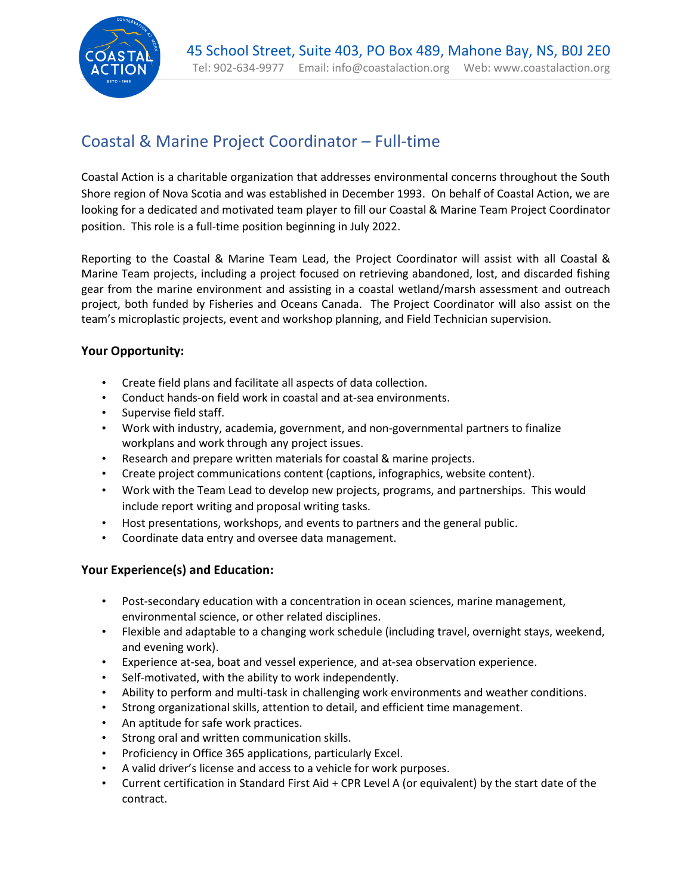45 School Street, Suite 403, PO Box 489, Mahone Bay, NS, B0J 2E0
Tel: 902-634-9977 Email: info@coastalaction.org Web: www.coastalaction.org

# Coastal & Marine Project Coordinator – Full-time

Coastal Action is a charitable organization that addresses environmental concerns throughout the South Shore region of Nova Scotia and was established in December 1993. On behalf of Coastal Action, we are looking for a dedicated and motivated team player to fill our Coastal & Marine Team Project Coordinator position. This role is a full-time position beginning in July 2022.

Reporting to the Coastal & Marine Team Lead, the Project Coordinator will assist with all Coastal & Marine Team projects, including a project focused on retrieving abandoned, lost, and discarded fishing gear from the marine environment and assisting in a coastal wetland/marsh assessment and outreach project, both funded by Fisheries and Oceans Canada. The Project Coordinator will also assist on the team's microplastic projects, event and workshop planning, and Field Technician supervision.

**Your Opportunity:**

- Create field plans and facilitate all aspects of data collection.
- Conduct hands-on field work in coastal and at-sea environments.
- Supervise field staff.
- Work with industry, academia, government, and non-governmental partners to finalize workplans and work through any project issues.
- Research and prepare written materials for coastal & marine projects.
- Create project communications content (captions, infographics, website content).
- Work with the Team Lead to develop new projects, programs, and partnerships. This would include report writing and proposal writing tasks.
- Host presentations, workshops, and events to partners and the general public.
- Coordinate data entry and oversee data management.

**Your Experience(s) and Education:**

- Post-secondary education with a concentration in ocean sciences, marine management, environmental science, or other related disciplines.
- Flexible and adaptable to a changing work schedule (including travel, overnight stays, weekend, and evening work).
- Experience at-sea, boat and vessel experience, and at-sea observation experience.
- Self-motivated, with the ability to work independently.
- Ability to perform and multi-task in challenging work environments and weather conditions.
- Strong organizational skills, attention to detail, and efficient time management.
- An aptitude for safe work practices.
- Strong oral and written communication skills.
- Proficiency in Office 365 applications, particularly Excel.
- A valid driver's license and access to a vehicle for work purposes.
- Current certification in Standard First Aid + CPR Level A (or equivalent) by the start date of the contract.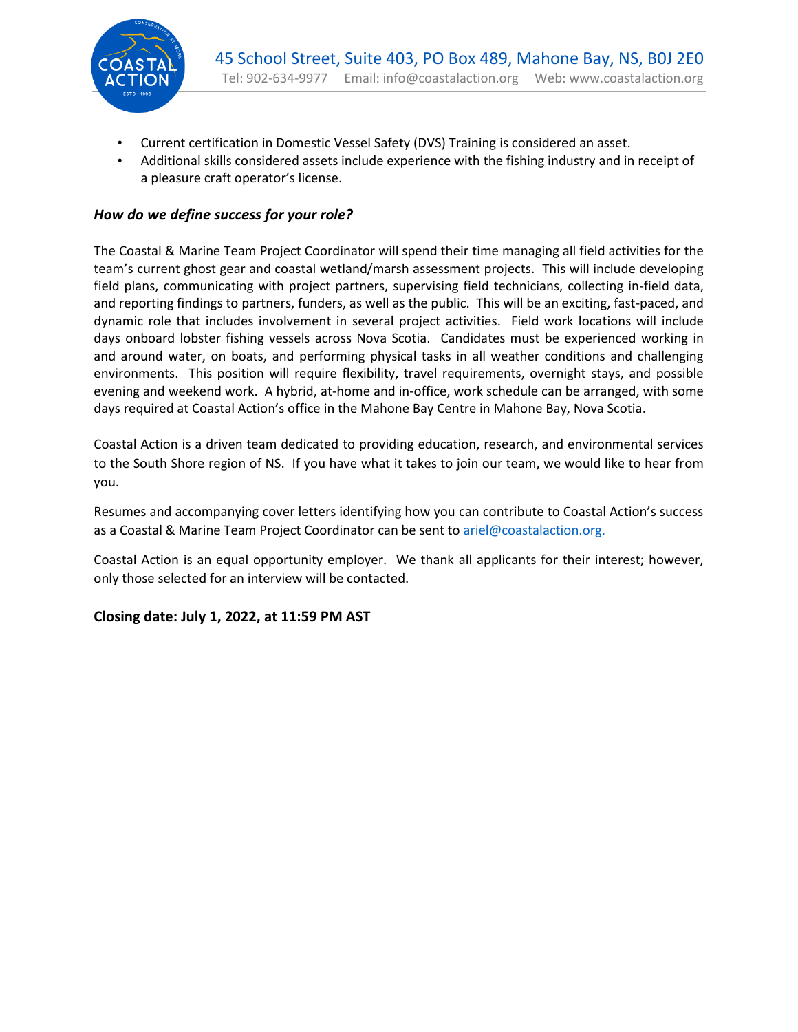- Current certification in Domestic Vessel Safety (DVS) Training is considered an asset.
- Additional skills considered assets include experience with the fishing industry and in receipt of a pleasure craft operator's license.

### *How do we define success for your role?*

The Coastal & Marine Team Project Coordinator will spend their time managing all field activities for the team's current ghost gear and coastal wetland/marsh assessment projects. This will include developing field plans, communicating with project partners, supervising field technicians, collecting in-field data, and reporting findings to partners, funders, as well as the public. This will be an exciting, fast-paced, and dynamic role that includes involvement in several project activities. Field work locations will include days onboard lobster fishing vessels across Nova Scotia. Candidates must be experienced working in and around water, on boats, and performing physical tasks in all weather conditions and challenging environments. This position will require flexibility, travel requirements, overnight stays, and possible evening and weekend work. A hybrid, at-home and in-office, work schedule can be arranged, with some days required at Coastal Action's office in the Mahone Bay Centre in Mahone Bay, Nova Scotia.

Coastal Action is a driven team dedicated to providing education, research, and environmental services to the South Shore region of NS. If you have what it takes to join our team, we would like to hear from you.

Resumes and accompanying cover letters identifying how you can contribute to Coastal Action's success as a Coastal & Marine Team Project Coordinator can be sent to ariel@coastalaction.org.

Coastal Action is an equal opportunity employer. We thank all applicants for their interest; however, only those selected for an interview will be contacted.

**Closing date: July 1, 2022, at 11:59 PM AST**